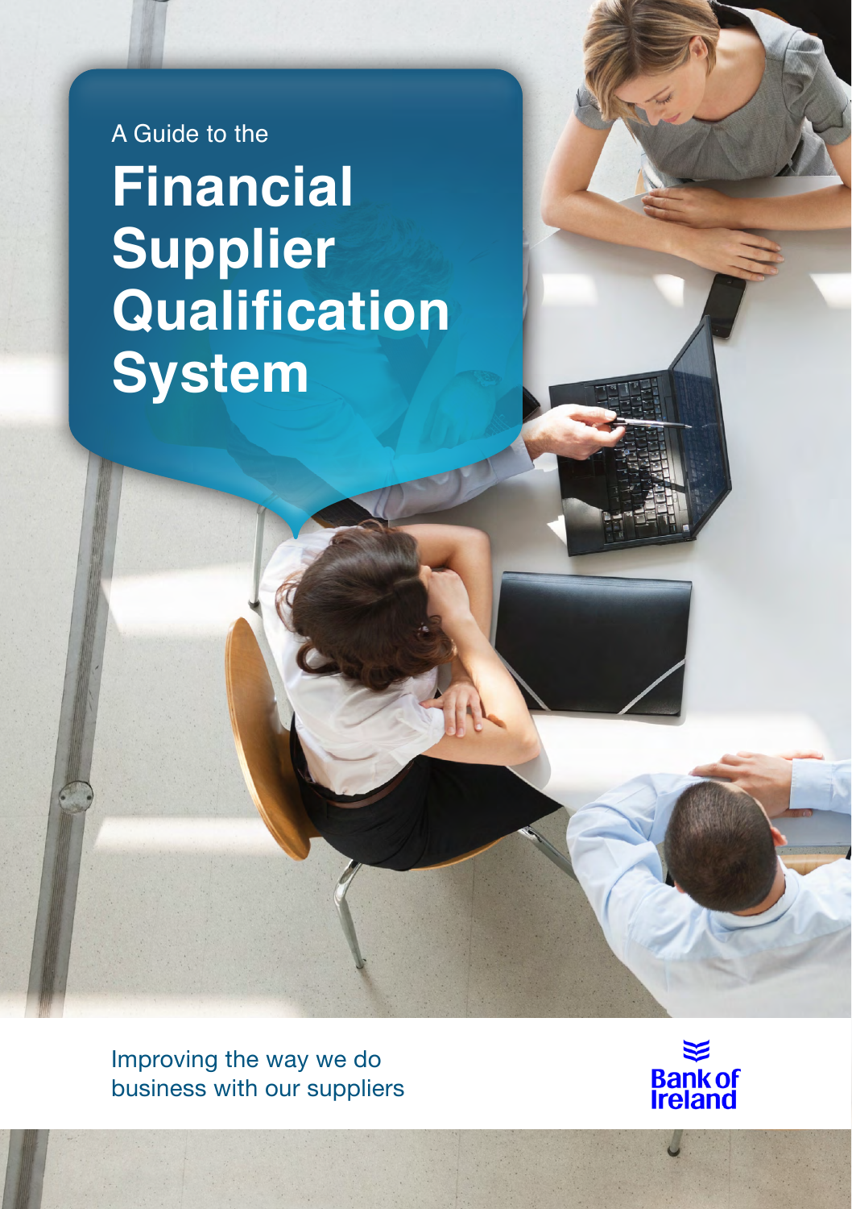A Guide to the

# Financial Supplier Qualification System

Improving the way we do business with our suppliers

Bank of Ireland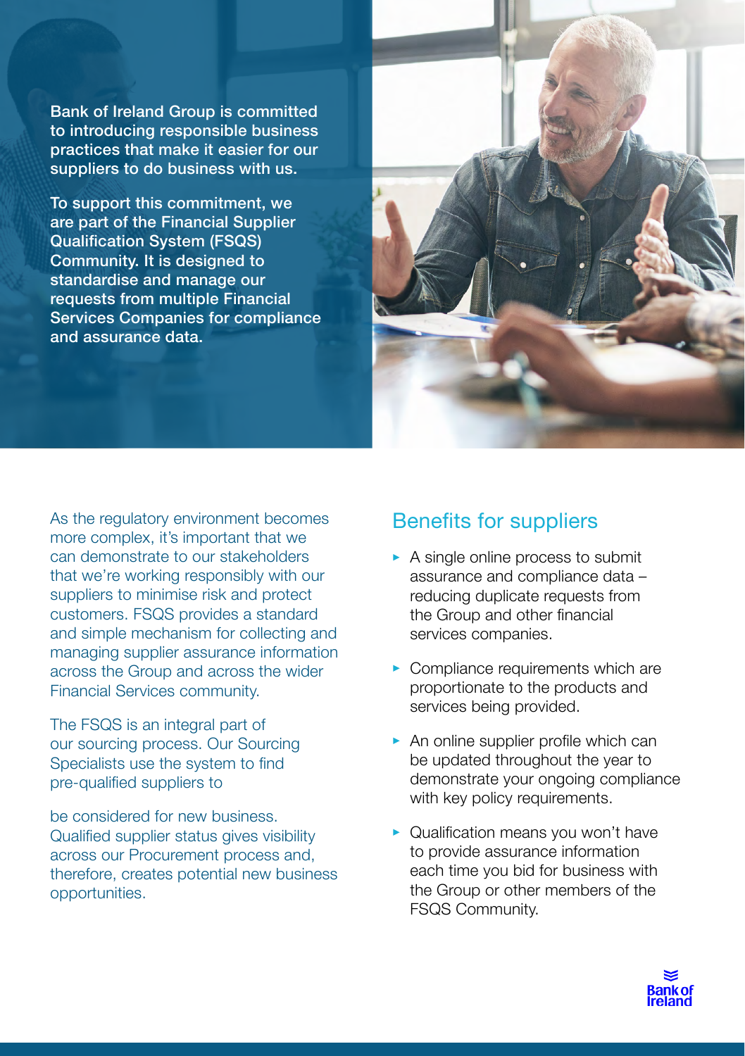Bank of Ireland Group is committed to introducing responsible business practices that make it easier for our suppliers to do business with us.

To support this commitment, we are part of the Financial Supplier Qualification System (FSQS) Community. It is designed to standardise and manage our requests from multiple Financial Services Companies for compliance and assurance data.

As the regulatory environment becomes more complex, it's important that we can demonstrate to our stakeholders that we're working responsibly with our suppliers to minimise risk and protect customers. FSQS provides a standard and simple mechanism for collecting and managing supplier assurance information across the Group and across the wider Financial Services community.

The FSQS is an integral part of our sourcing process. Our Sourcing Specialists use the system to find pre-qualified suppliers to be considered for new business. Qualified supplier status gives visibility across our Procurement process and, therefore, creates potential new business opportunities.

## Benefits for suppliers

- A single online process to submit assurance and compliance data – reducing duplicate requests from the Group and other financial services companies.
- Compliance requirements which are proportionate to the products and services being provided.
- An online supplier profile which can be updated throughout the year to demonstrate your ongoing compliance with key policy requirements.
- Qualification means you won't have to provide assurance information each time you bid for business with the Group or other members of the FSQS Community.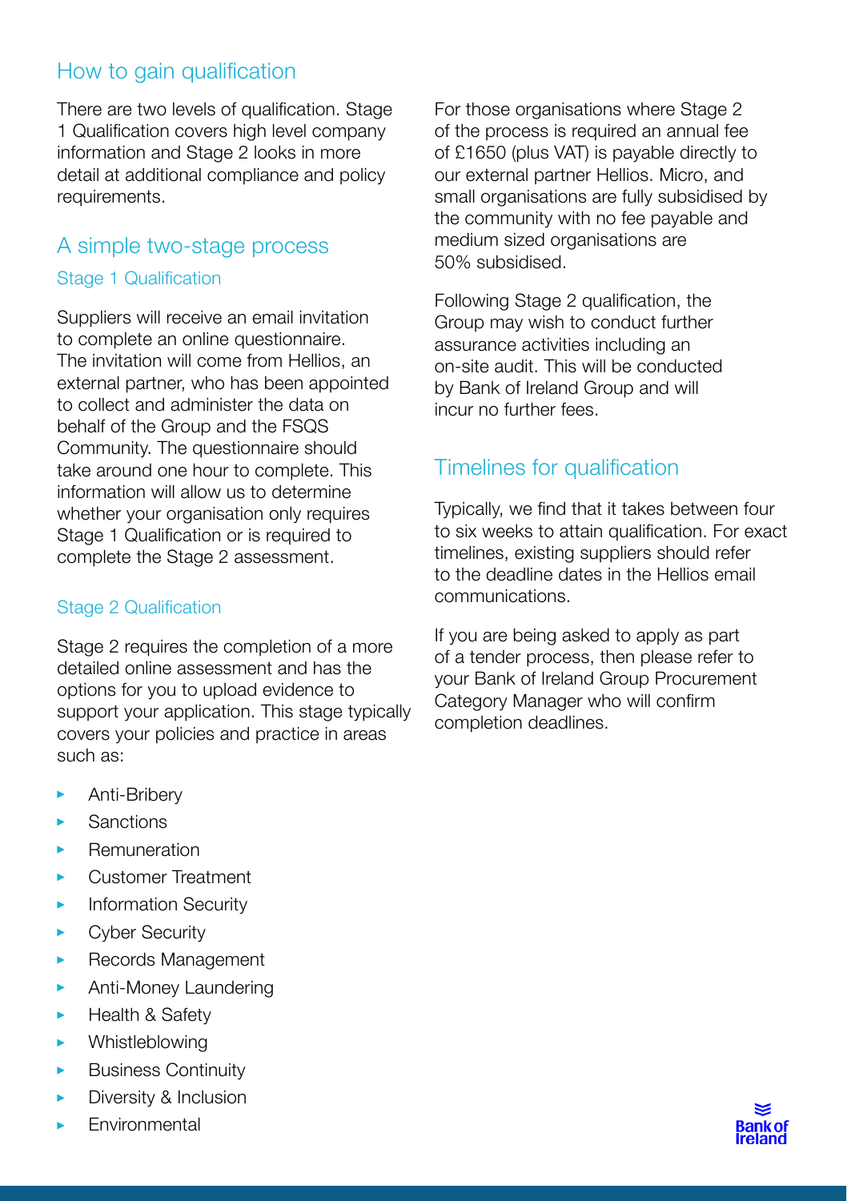## How to gain qualification

There are two levels of qualification. Stage 1 Qualification covers high level company information and Stage 2 looks in more detail at additional compliance and policy requirements.

## A simple two-stage process

### Stage 1 Qualification

Suppliers will receive an email invitation to complete an online questionnaire. The invitation will come from Hellios, an external partner, who has been appointed to collect and administer the data on behalf of the Group and the FSQS Community. The questionnaire should take around one hour to complete. This information will allow us to determine whether your organisation only requires Stage 1 Qualification or is required to complete the Stage 2 assessment.

### Stage 2 Qualification

Stage 2 requires the completion of a more detailed online assessment and has the options for you to upload evidence to support your application. This stage typically covers your policies and practice in areas such as:

- Anti-Bribery
- Sanctions
- Remuneration
- Customer Treatment
- Information Security
- Cyber Security
- Records Management
- Anti-Money Laundering
- Health & Safety
- Whistleblowing
- Business Continuity
- Diversity & Inclusion
- Environmental

For those organisations where Stage 2 of the process is required an annual fee of £1650 (plus VAT) is payable directly to our external partner Hellios. Micro, and small organisations are fully subsidised by the community with no fee payable and medium sized organisations are 50% subsidised.

Following Stage 2 qualification, the Group may wish to conduct further assurance activities including an on-site audit. This will be conducted by Bank of Ireland Group and will incur no further fees.

## Timelines for qualification

Typically, we find that it takes between four to six weeks to attain qualification. For exact timelines, existing suppliers should refer to the deadline dates in the Hellios email communications.

If you are being asked to apply as part of a tender process, then please refer to your Bank of Ireland Group Procurement Category Manager who will confirm completion deadlines.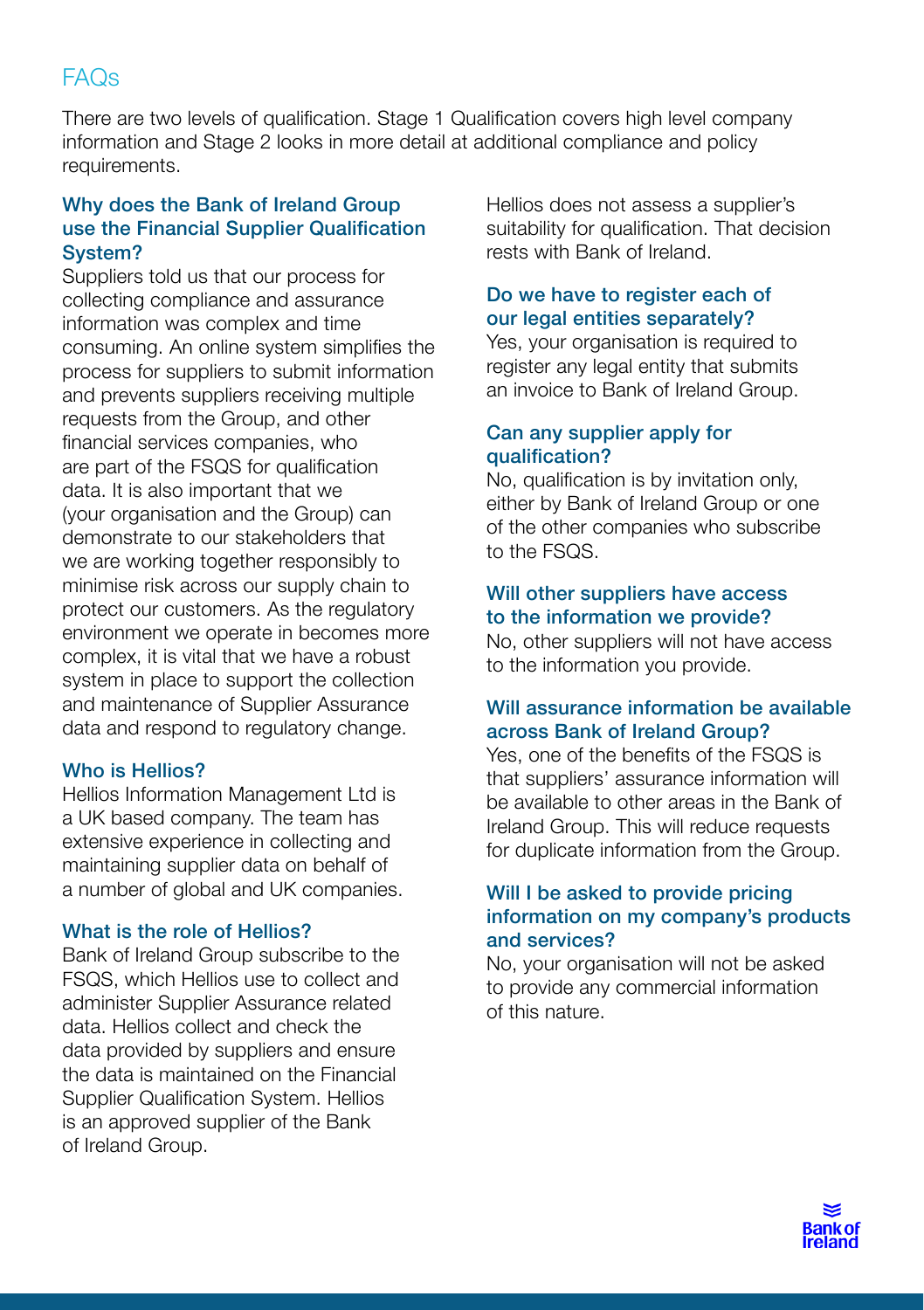## FAQs

There are two levels of qualification. Stage 1 Qualification covers high level company information and Stage 2 looks in more detail at additional compliance and policy requirements.

### Why does the Bank of Ireland Group use the Financial Supplier Qualification System?

Suppliers told us that our process for collecting compliance and assurance information was complex and time consuming. An online system simplifies the process for suppliers to submit information and prevents suppliers receiving multiple requests from the Group, and other financial services companies, who are part of the FSQS for qualification data. It is also important that we (your organisation and the Group) can demonstrate to our stakeholders that we are working together responsibly to minimise risk across our supply chain to protect our customers. As the regulatory environment we operate in becomes more complex, it is vital that we have a robust system in place to support the collection and maintenance of Supplier Assurance data and respond to regulatory change.

### Who is Hellios?

Hellios Information Management Ltd is a UK based company. The team has extensive experience in collecting and maintaining supplier data on behalf of a number of global and UK companies.

### What is the role of Hellios?

Bank of Ireland Group subscribe to the FSQS, which Hellios use to collect and administer Supplier Assurance related data. Hellios collect and check the data provided by suppliers and ensure the data is maintained on the Financial Supplier Qualification System. Hellios is an approved supplier of the Bank of Ireland Group.

Hellios does not assess a supplier's suitability for qualification. That decision rests with Bank of Ireland.

### Do we have to register each of our legal entities separately?

Yes, your organisation is required to register any legal entity that submits an invoice to Bank of Ireland Group.

### Can any supplier apply for qualification?

No, qualification is by invitation only, either by Bank of Ireland Group or one of the other companies who subscribe to the FSQS.

### Will other suppliers have access to the information we provide?

No, other suppliers will not have access to the information you provide.

### Will assurance information be available across Bank of Ireland Group?

Yes, one of the benefits of the FSQS is that suppliers' assurance information will be available to other areas in the Bank of Ireland Group. This will reduce requests for duplicate information from the Group.

### Will I be asked to provide pricing information on my company's products and services?

No, your organisation will not be asked to provide any commercial information of this nature.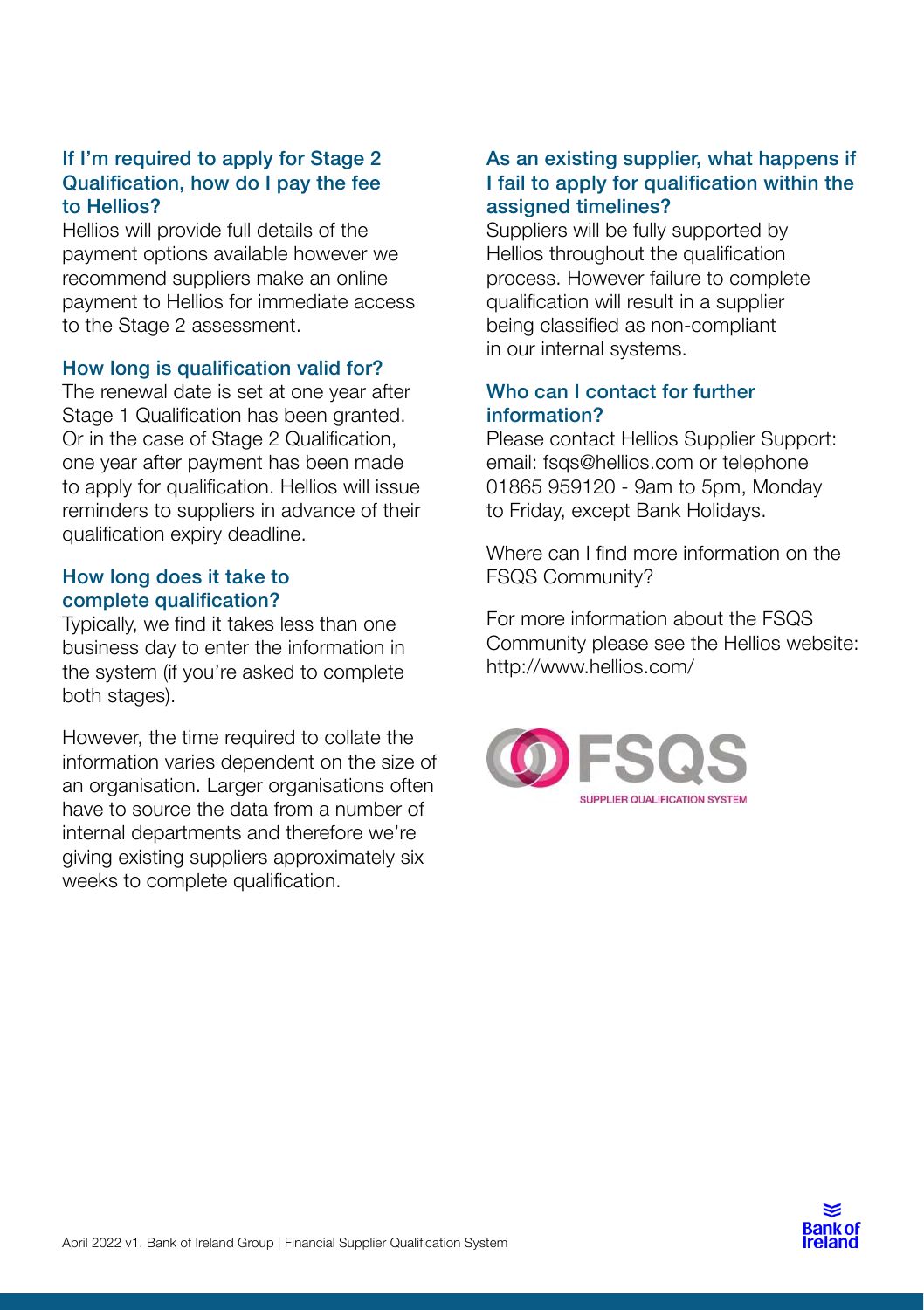### If I'm required to apply for Stage 2 Qualification, how do I pay the fee to Hellios?

Hellios will provide full details of the payment options available however we recommend suppliers make an online payment to Hellios for immediate access to the Stage 2 assessment.

### How long is qualification valid for?

The renewal date is set at one year after Stage 1 Qualification has been granted. Or in the case of Stage 2 Qualification, one year after payment has been made to apply for qualification. Hellios will issue reminders to suppliers in advance of their qualification expiry deadline.

### How long does it take to complete qualification?

Typically, we find it takes less than one business day to enter the information in the system (if you're asked to complete both stages).

However, the time required to collate the information varies dependent on the size of an organisation. Larger organisations often have to source the data from a number of internal departments and therefore we're giving existing suppliers approximately six weeks to complete qualification.

### As an existing supplier, what happens if I fail to apply for qualification within the assigned timelines?

Suppliers will be fully supported by Hellios throughout the qualification process. However failure to complete qualification will result in a supplier being classified as non-compliant in our internal systems.

### Who can I contact for further information?

Please contact Hellios Supplier Support: email: fsqs@hellios.com or telephone 01865 959120 - 9am to 5pm, Monday to Friday, except Bank Holidays.

Where can I find more information on the FSQS Community?

For more information about the FSQS Community please see the Hellios website: http://www.hellios.com/

FSQS
SUPPLIER QUALIFICATION SYSTEM